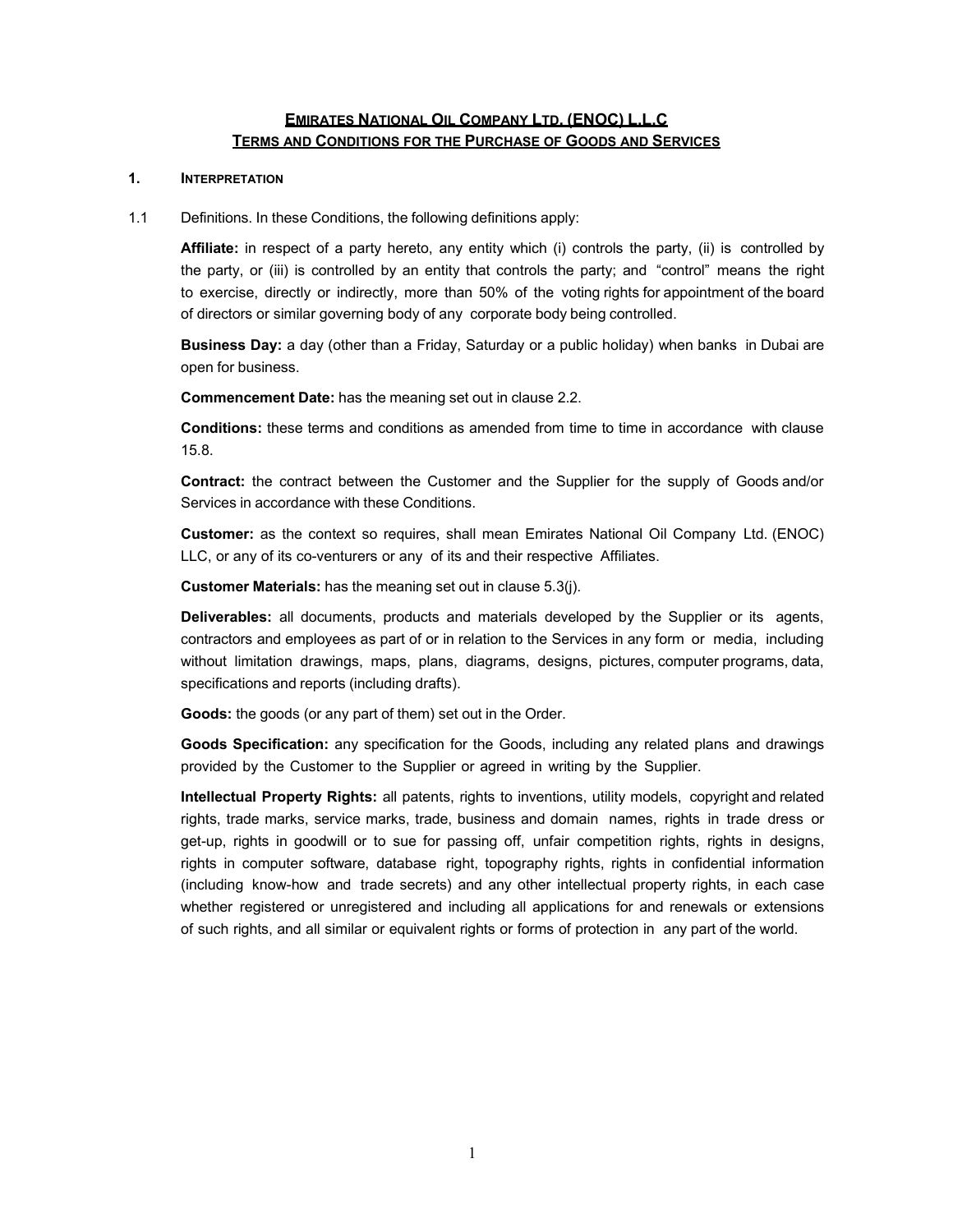# EMIRATES NATIONAL OIL COMPANY LTD. (ENOC) L.L.C
## TERMS AND CONDITIONS FOR THE PURCHASE OF GOODS AND SERVICES

### 1. INTERPRETATION

1.1 Definitions. In these Conditions, the following definitions apply:

**Affiliate:** in respect of a party hereto, any entity which (i) controls the party, (ii) is controlled by the party, or (iii) is controlled by an entity that controls the party; and "control" means the right to exercise, directly or indirectly, more than 50% of the voting rights for appointment of the board of directors or similar governing body of any corporate body being controlled.

**Business Day:** a day (other than a Friday, Saturday or a public holiday) when banks in Dubai are open for business.

**Commencement Date:** has the meaning set out in clause 2.2.

**Conditions:** these terms and conditions as amended from time to time in accordance with clause 15.8.

**Contract:** the contract between the Customer and the Supplier for the supply of Goods and/or Services in accordance with these Conditions.

**Customer:** as the context so requires, shall mean Emirates National Oil Company Ltd. (ENOC) LLC, or any of its co-venturers or any of its and their respective Affiliates.

**Customer Materials:** has the meaning set out in clause 5.3(j).

**Deliverables:** all documents, products and materials developed by the Supplier or its agents, contractors and employees as part of or in relation to the Services in any form or media, including without limitation drawings, maps, plans, diagrams, designs, pictures, computer programs, data, specifications and reports (including drafts).

**Goods:** the goods (or any part of them) set out in the Order.

**Goods Specification:** any specification for the Goods, including any related plans and drawings provided by the Customer to the Supplier or agreed in writing by the Supplier.

**Intellectual Property Rights:** all patents, rights to inventions, utility models, copyright and related rights, trade marks, service marks, trade, business and domain names, rights in trade dress or get-up, rights in goodwill or to sue for passing off, unfair competition rights, rights in designs, rights in computer software, database right, topography rights, rights in confidential information (including know-how and trade secrets) and any other intellectual property rights, in each case whether registered or unregistered and including all applications for and renewals or extensions of such rights, and all similar or equivalent rights or forms of protection in any part of the world.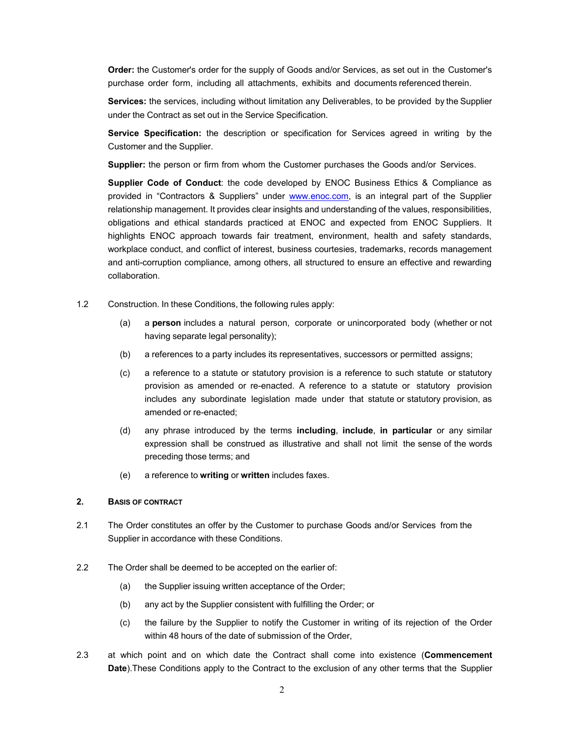**Order:** the Customer's order for the supply of Goods and/or Services, as set out in the Customer's purchase order form, including all attachments, exhibits and documents referenced therein.

**Services:** the services, including without limitation any Deliverables, to be provided by the Supplier under the Contract as set out in the Service Specification.

**Service Specification:** the description or specification for Services agreed in writing by the Customer and the Supplier.

**Supplier:** the person or firm from whom the Customer purchases the Goods and/or Services.

**Supplier Code of Conduct**: the code developed by ENOC Business Ethics & Compliance as provided in "Contractors & Suppliers" under www.enoc.com, is an integral part of the Supplier relationship management. It provides clear insights and understanding of the values, responsibilities, obligations and ethical standards practiced at ENOC and expected from ENOC Suppliers. It highlights ENOC approach towards fair treatment, environment, health and safety standards, workplace conduct, and conflict of interest, business courtesies, trademarks, records management and anti-corruption compliance, among others, all structured to ensure an effective and rewarding collaboration.

1.2 Construction. In these Conditions, the following rules apply:

(a) a **person** includes a natural person, corporate or unincorporated body (whether or not having separate legal personality);

(b) a references to a party includes its representatives, successors or permitted assigns;

(c) a reference to a statute or statutory provision is a reference to such statute or statutory provision as amended or re-enacted. A reference to a statute or statutory provision includes any subordinate legislation made under that statute or statutory provision, as amended or re-enacted;

(d) any phrase introduced by the terms **including**, **include**, **in particular** or any similar expression shall be construed as illustrative and shall not limit the sense of the words preceding those terms; and

(e) a reference to **writing** or **written** includes faxes.

## 2. BASIS OF CONTRACT

2.1 The Order constitutes an offer by the Customer to purchase Goods and/or Services from the Supplier in accordance with these Conditions.

2.2 The Order shall be deemed to be accepted on the earlier of:

(a) the Supplier issuing written acceptance of the Order;

(b) any act by the Supplier consistent with fulfilling the Order; or

(c) the failure by the Supplier to notify the Customer in writing of its rejection of the Order within 48 hours of the date of submission of the Order,

2.3 at which point and on which date the Contract shall come into existence (**Commencement Date**).These Conditions apply to the Contract to the exclusion of any other terms that the Supplier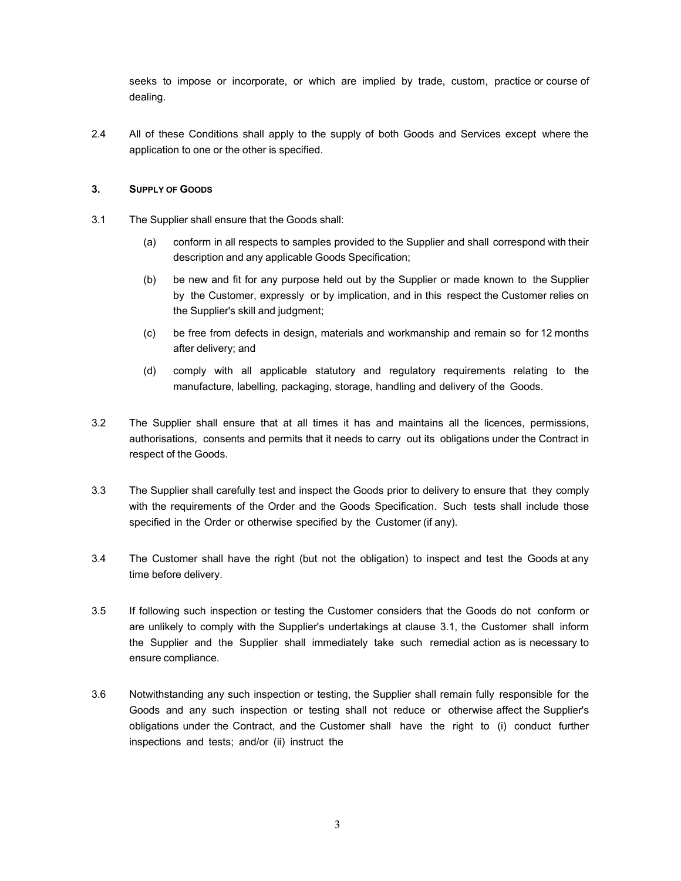seeks to impose or incorporate, or which are implied by trade, custom, practice or course of dealing.

2.4 All of these Conditions shall apply to the supply of both Goods and Services except where the application to one or the other is specified.

### 3. SUPPLY OF GOODS

3.1 The Supplier shall ensure that the Goods shall:

(a) conform in all respects to samples provided to the Supplier and shall correspond with their description and any applicable Goods Specification;

(b) be new and fit for any purpose held out by the Supplier or made known to the Supplier by the Customer, expressly or by implication, and in this respect the Customer relies on the Supplier's skill and judgment;

(c) be free from defects in design, materials and workmanship and remain so for 12 months after delivery; and

(d) comply with all applicable statutory and regulatory requirements relating to the manufacture, labelling, packaging, storage, handling and delivery of the Goods.

3.2 The Supplier shall ensure that at all times it has and maintains all the licences, permissions, authorisations, consents and permits that it needs to carry out its obligations under the Contract in respect of the Goods.

3.3 The Supplier shall carefully test and inspect the Goods prior to delivery to ensure that they comply with the requirements of the Order and the Goods Specification. Such tests shall include those specified in the Order or otherwise specified by the Customer (if any).

3.4 The Customer shall have the right (but not the obligation) to inspect and test the Goods at any time before delivery.

3.5 If following such inspection or testing the Customer considers that the Goods do not conform or are unlikely to comply with the Supplier's undertakings at clause 3.1, the Customer shall inform the Supplier and the Supplier shall immediately take such remedial action as is necessary to ensure compliance.

3.6 Notwithstanding any such inspection or testing, the Supplier shall remain fully responsible for the Goods and any such inspection or testing shall not reduce or otherwise affect the Supplier's obligations under the Contract, and the Customer shall have the right to (i) conduct further inspections and tests; and/or (ii) instruct the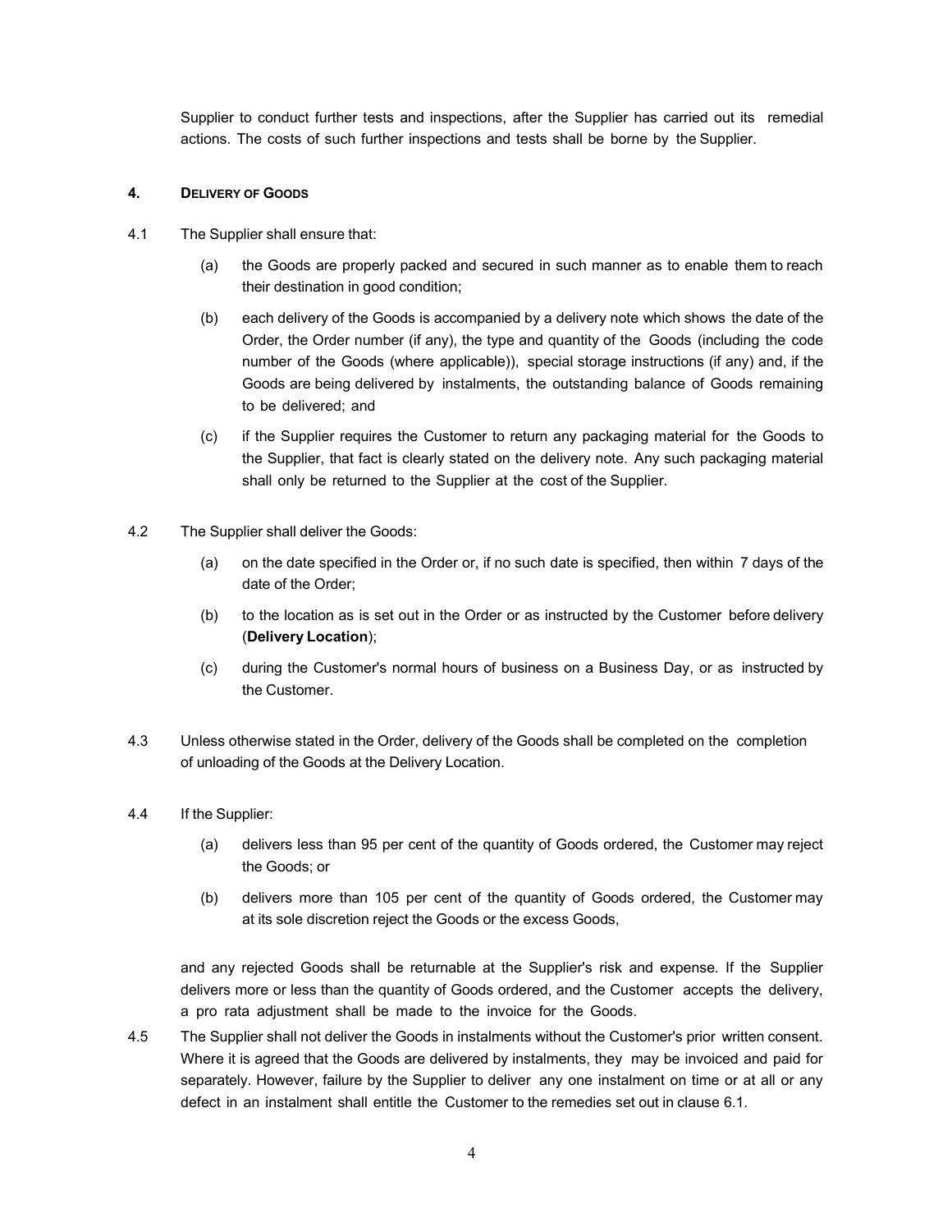Supplier to conduct further tests and inspections, after the Supplier has carried out its remedial actions. The costs of such further inspections and tests shall be borne by the Supplier.

#### 4. DELIVERY OF GOODS

4.1 The Supplier shall ensure that:

(a) the Goods are properly packed and secured in such manner as to enable them to reach their destination in good condition;

(b) each delivery of the Goods is accompanied by a delivery note which shows the date of the Order, the Order number (if any), the type and quantity of the Goods (including the code number of the Goods (where applicable)), special storage instructions (if any) and, if the Goods are being delivered by instalments, the outstanding balance of Goods remaining to be delivered; and

(c) if the Supplier requires the Customer to return any packaging material for the Goods to the Supplier, that fact is clearly stated on the delivery note. Any such packaging material shall only be returned to the Supplier at the cost of the Supplier.

4.2 The Supplier shall deliver the Goods:

(a) on the date specified in the Order or, if no such date is specified, then within 7 days of the date of the Order;

(b) to the location as is set out in the Order or as instructed by the Customer before delivery (**Delivery Location**);

(c) during the Customer's normal hours of business on a Business Day, or as instructed by the Customer.

4.3 Unless otherwise stated in the Order, delivery of the Goods shall be completed on the completion of unloading of the Goods at the Delivery Location.

4.4 If the Supplier:

(a) delivers less than 95 per cent of the quantity of Goods ordered, the Customer may reject the Goods; or

(b) delivers more than 105 per cent of the quantity of Goods ordered, the Customer may at its sole discretion reject the Goods or the excess Goods,

and any rejected Goods shall be returnable at the Supplier's risk and expense. If the Supplier delivers more or less than the quantity of Goods ordered, and the Customer accepts the delivery, a pro rata adjustment shall be made to the invoice for the Goods.

4.5 The Supplier shall not deliver the Goods in instalments without the Customer's prior written consent. Where it is agreed that the Goods are delivered by instalments, they may be invoiced and paid for separately. However, failure by the Supplier to deliver any one instalment on time or at all or any defect in an instalment shall entitle the Customer to the remedies set out in clause 6.1.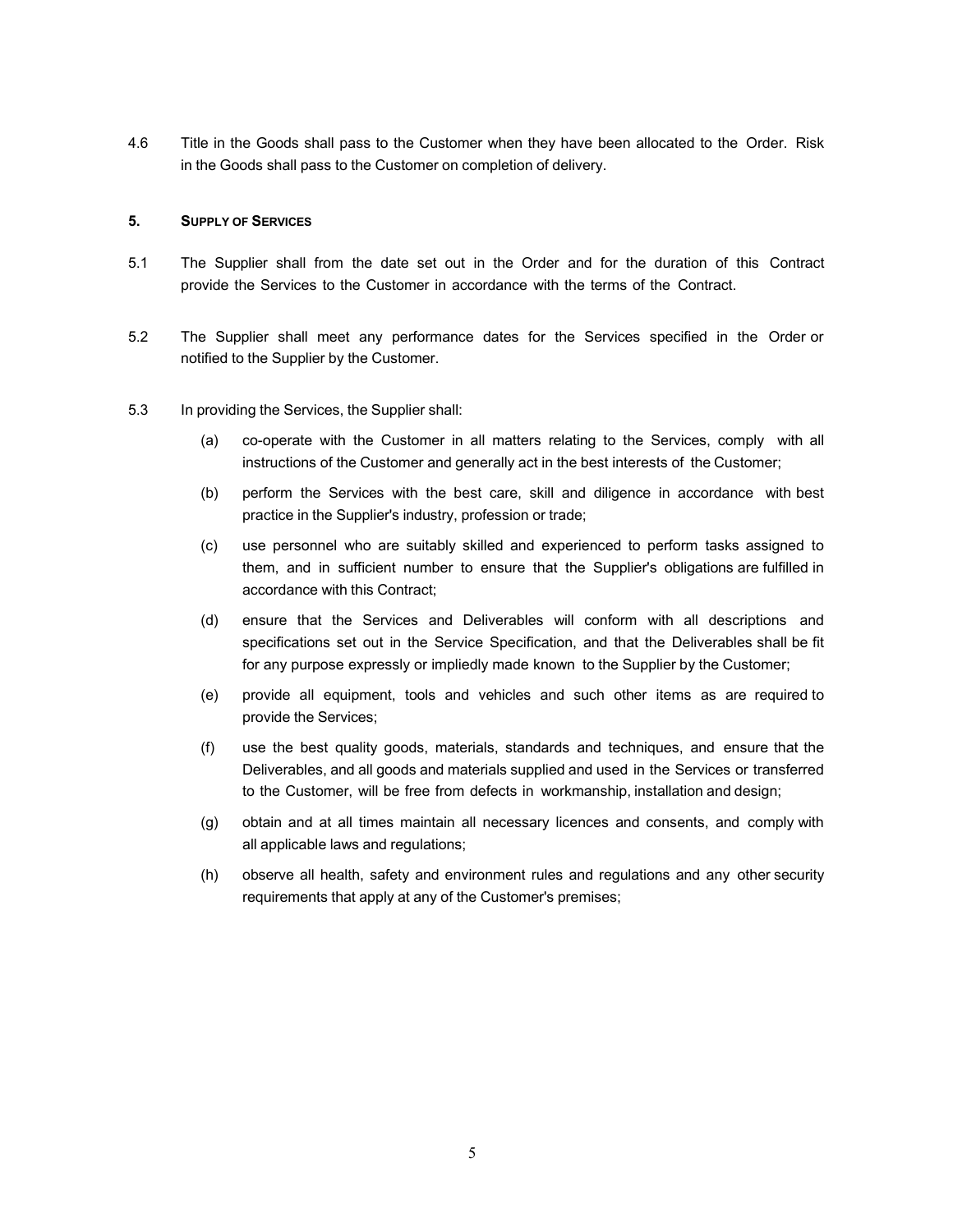4.6 Title in the Goods shall pass to the Customer when they have been allocated to the Order. Risk in the Goods shall pass to the Customer on completion of delivery.

## 5. SUPPLY OF SERVICES

5.1 The Supplier shall from the date set out in the Order and for the duration of this Contract provide the Services to the Customer in accordance with the terms of the Contract.

5.2 The Supplier shall meet any performance dates for the Services specified in the Order or notified to the Supplier by the Customer.

5.3 In providing the Services, the Supplier shall:

(a) co-operate with the Customer in all matters relating to the Services, comply with all instructions of the Customer and generally act in the best interests of the Customer;

(b) perform the Services with the best care, skill and diligence in accordance with best practice in the Supplier's industry, profession or trade;

(c) use personnel who are suitably skilled and experienced to perform tasks assigned to them, and in sufficient number to ensure that the Supplier's obligations are fulfilled in accordance with this Contract;

(d) ensure that the Services and Deliverables will conform with all descriptions and specifications set out in the Service Specification, and that the Deliverables shall be fit for any purpose expressly or impliedly made known to the Supplier by the Customer;

(e) provide all equipment, tools and vehicles and such other items as are required to provide the Services;

(f) use the best quality goods, materials, standards and techniques, and ensure that the Deliverables, and all goods and materials supplied and used in the Services or transferred to the Customer, will be free from defects in workmanship, installation and design;

(g) obtain and at all times maintain all necessary licences and consents, and comply with all applicable laws and regulations;

(h) observe all health, safety and environment rules and regulations and any other security requirements that apply at any of the Customer's premises;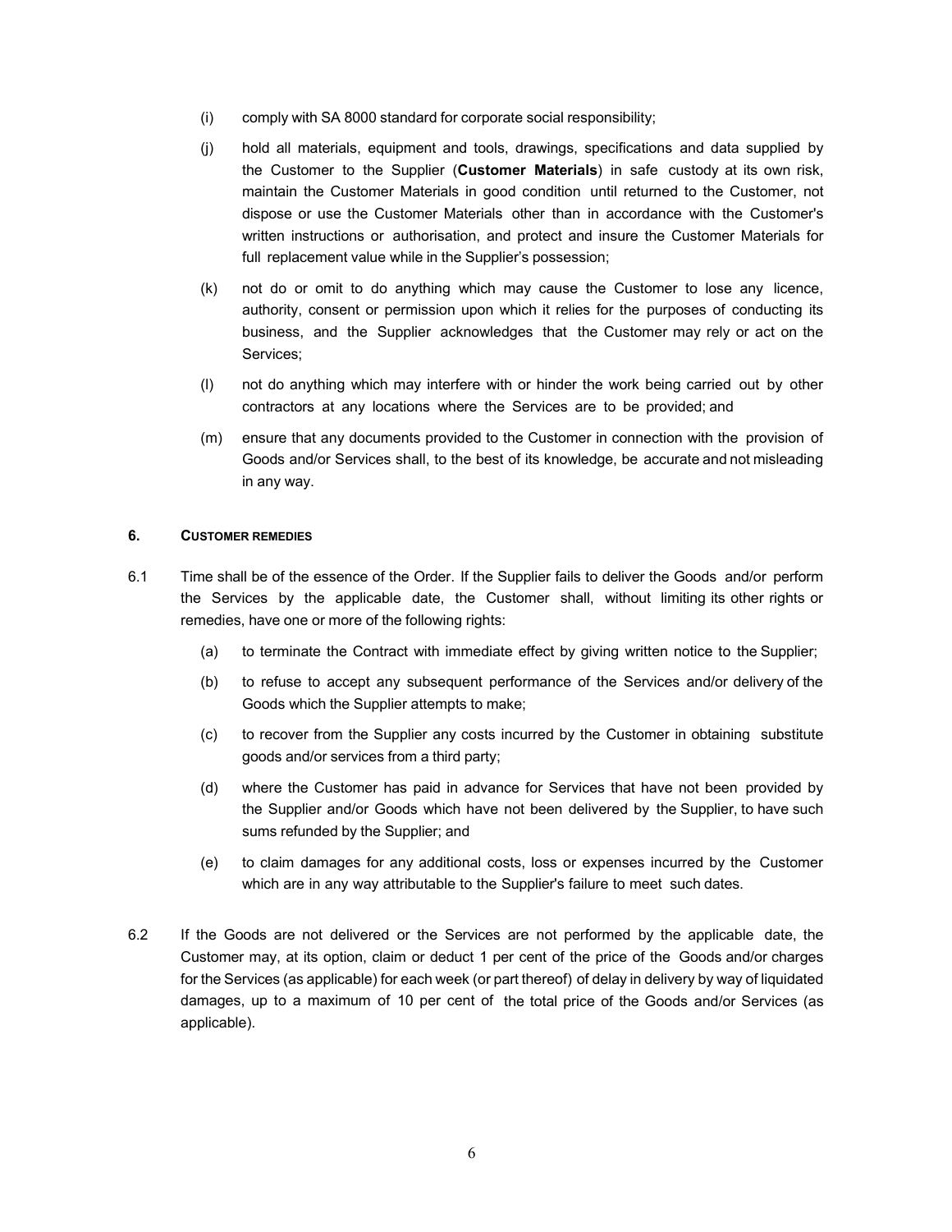(i) comply with SA 8000 standard for corporate social responsibility;

(j) hold all materials, equipment and tools, drawings, specifications and data supplied by the Customer to the Supplier (**Customer Materials**) in safe custody at its own risk, maintain the Customer Materials in good condition until returned to the Customer, not dispose or use the Customer Materials other than in accordance with the Customer's written instructions or authorisation, and protect and insure the Customer Materials for full replacement value while in the Supplier's possession;

(k) not do or omit to do anything which may cause the Customer to lose any licence, authority, consent or permission upon which it relies for the purposes of conducting its business, and the Supplier acknowledges that the Customer may rely or act on the Services;

(l) not do anything which may interfere with or hinder the work being carried out by other contractors at any locations where the Services are to be provided; and

(m) ensure that any documents provided to the Customer in connection with the provision of Goods and/or Services shall, to the best of its knowledge, be accurate and not misleading in any way.

## 6. CUSTOMER REMEDIES

6.1 Time shall be of the essence of the Order. If the Supplier fails to deliver the Goods and/or perform the Services by the applicable date, the Customer shall, without limiting its other rights or remedies, have one or more of the following rights:

(a) to terminate the Contract with immediate effect by giving written notice to the Supplier;

(b) to refuse to accept any subsequent performance of the Services and/or delivery of the Goods which the Supplier attempts to make;

(c) to recover from the Supplier any costs incurred by the Customer in obtaining substitute goods and/or services from a third party;

(d) where the Customer has paid in advance for Services that have not been provided by the Supplier and/or Goods which have not been delivered by the Supplier, to have such sums refunded by the Supplier; and

(e) to claim damages for any additional costs, loss or expenses incurred by the Customer which are in any way attributable to the Supplier's failure to meet such dates.

6.2 If the Goods are not delivered or the Services are not performed by the applicable date, the Customer may, at its option, claim or deduct 1 per cent of the price of the Goods and/or charges for the Services (as applicable) for each week (or part thereof) of delay in delivery by way of liquidated damages, up to a maximum of 10 per cent of the total price of the Goods and/or Services (as applicable).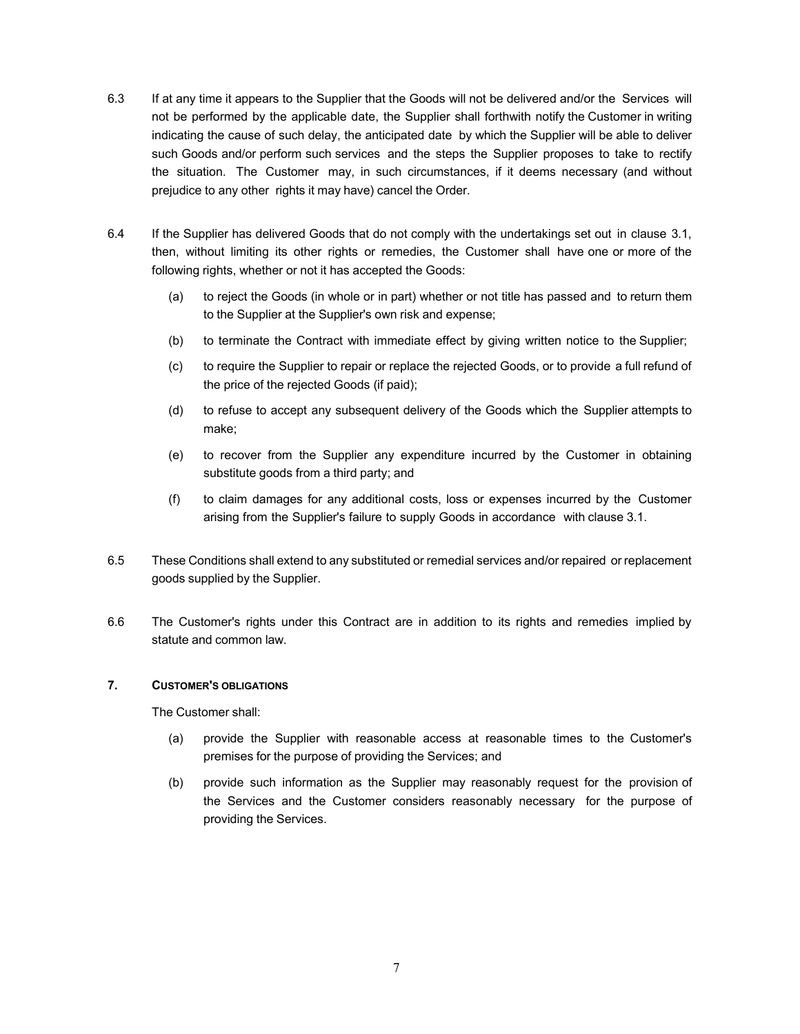6.3 If at any time it appears to the Supplier that the Goods will not be delivered and/or the Services will not be performed by the applicable date, the Supplier shall forthwith notify the Customer in writing indicating the cause of such delay, the anticipated date by which the Supplier will be able to deliver such Goods and/or perform such services and the steps the Supplier proposes to take to rectify the situation. The Customer may, in such circumstances, if it deems necessary (and without prejudice to any other rights it may have) cancel the Order.

6.4 If the Supplier has delivered Goods that do not comply with the undertakings set out in clause 3.1, then, without limiting its other rights or remedies, the Customer shall have one or more of the following rights, whether or not it has accepted the Goods:

(a) to reject the Goods (in whole or in part) whether or not title has passed and to return them to the Supplier at the Supplier's own risk and expense;

(b) to terminate the Contract with immediate effect by giving written notice to the Supplier;

(c) to require the Supplier to repair or replace the rejected Goods, or to provide a full refund of the price of the rejected Goods (if paid);

(d) to refuse to accept any subsequent delivery of the Goods which the Supplier attempts to make;

(e) to recover from the Supplier any expenditure incurred by the Customer in obtaining substitute goods from a third party; and

(f) to claim damages for any additional costs, loss or expenses incurred by the Customer arising from the Supplier's failure to supply Goods in accordance with clause 3.1.

6.5 These Conditions shall extend to any substituted or remedial services and/or repaired or replacement goods supplied by the Supplier.

6.6 The Customer's rights under this Contract are in addition to its rights and remedies implied by statute and common law.

## 7. CUSTOMER'S OBLIGATIONS

The Customer shall:

(a) provide the Supplier with reasonable access at reasonable times to the Customer's premises for the purpose of providing the Services; and

(b) provide such information as the Supplier may reasonably request for the provision of the Services and the Customer considers reasonably necessary for the purpose of providing the Services.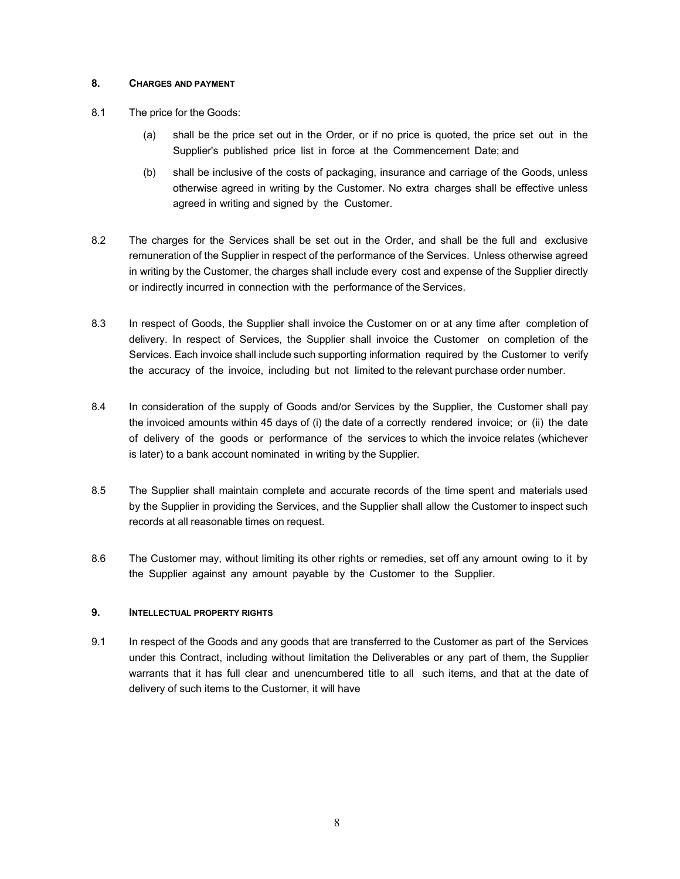## 8. CHARGES AND PAYMENT

8.1 The price for the Goods:

(a) shall be the price set out in the Order, or if no price is quoted, the price set out in the Supplier's published price list in force at the Commencement Date; and

(b) shall be inclusive of the costs of packaging, insurance and carriage of the Goods, unless otherwise agreed in writing by the Customer. No extra charges shall be effective unless agreed in writing and signed by the Customer.

8.2 The charges for the Services shall be set out in the Order, and shall be the full and exclusive remuneration of the Supplier in respect of the performance of the Services. Unless otherwise agreed in writing by the Customer, the charges shall include every cost and expense of the Supplier directly or indirectly incurred in connection with the performance of the Services.

8.3 In respect of Goods, the Supplier shall invoice the Customer on or at any time after completion of delivery. In respect of Services, the Supplier shall invoice the Customer on completion of the Services. Each invoice shall include such supporting information required by the Customer to verify the accuracy of the invoice, including but not limited to the relevant purchase order number.

8.4 In consideration of the supply of Goods and/or Services by the Supplier, the Customer shall pay the invoiced amounts within 45 days of (i) the date of a correctly rendered invoice; or (ii) the date of delivery of the goods or performance of the services to which the invoice relates (whichever is later) to a bank account nominated in writing by the Supplier.

8.5 The Supplier shall maintain complete and accurate records of the time spent and materials used by the Supplier in providing the Services, and the Supplier shall allow the Customer to inspect such records at all reasonable times on request.

8.6 The Customer may, without limiting its other rights or remedies, set off any amount owing to it by the Supplier against any amount payable by the Customer to the Supplier.

## 9. INTELLECTUAL PROPERTY RIGHTS

9.1 In respect of the Goods and any goods that are transferred to the Customer as part of the Services under this Contract, including without limitation the Deliverables or any part of them, the Supplier warrants that it has full clear and unencumbered title to all such items, and that at the date of delivery of such items to the Customer, it will have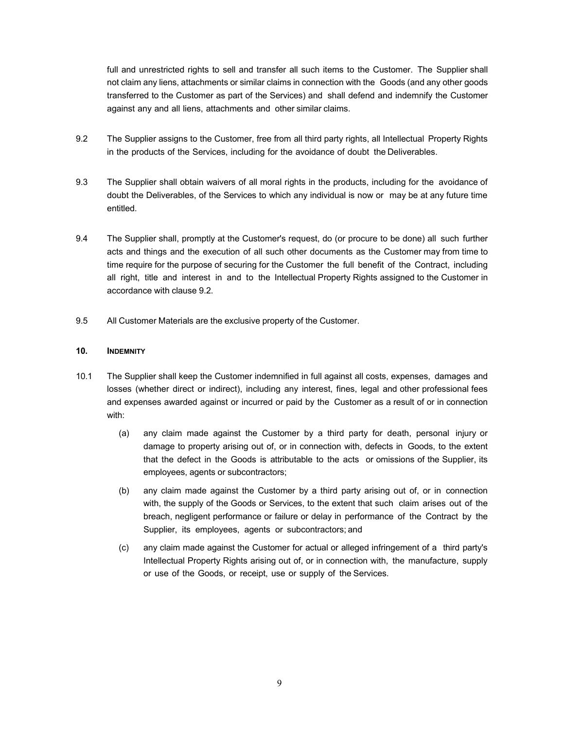full and unrestricted rights to sell and transfer all such items to the Customer. The Supplier shall not claim any liens, attachments or similar claims in connection with the Goods (and any other goods transferred to the Customer as part of the Services) and shall defend and indemnify the Customer against any and all liens, attachments and other similar claims.

9.2 The Supplier assigns to the Customer, free from all third party rights, all Intellectual Property Rights in the products of the Services, including for the avoidance of doubt the Deliverables.

9.3 The Supplier shall obtain waivers of all moral rights in the products, including for the avoidance of doubt the Deliverables, of the Services to which any individual is now or may be at any future time entitled.

9.4 The Supplier shall, promptly at the Customer's request, do (or procure to be done) all such further acts and things and the execution of all such other documents as the Customer may from time to time require for the purpose of securing for the Customer the full benefit of the Contract, including all right, title and interest in and to the Intellectual Property Rights assigned to the Customer in accordance with clause 9.2.

9.5 All Customer Materials are the exclusive property of the Customer.

## 10. INDEMNITY

10.1 The Supplier shall keep the Customer indemnified in full against all costs, expenses, damages and losses (whether direct or indirect), including any interest, fines, legal and other professional fees and expenses awarded against or incurred or paid by the Customer as a result of or in connection with:

(a) any claim made against the Customer by a third party for death, personal injury or damage to property arising out of, or in connection with, defects in Goods, to the extent that the defect in the Goods is attributable to the acts or omissions of the Supplier, its employees, agents or subcontractors;

(b) any claim made against the Customer by a third party arising out of, or in connection with, the supply of the Goods or Services, to the extent that such claim arises out of the breach, negligent performance or failure or delay in performance of the Contract by the Supplier, its employees, agents or subcontractors; and

(c) any claim made against the Customer for actual or alleged infringement of a third party's Intellectual Property Rights arising out of, or in connection with, the manufacture, supply or use of the Goods, or receipt, use or supply of the Services.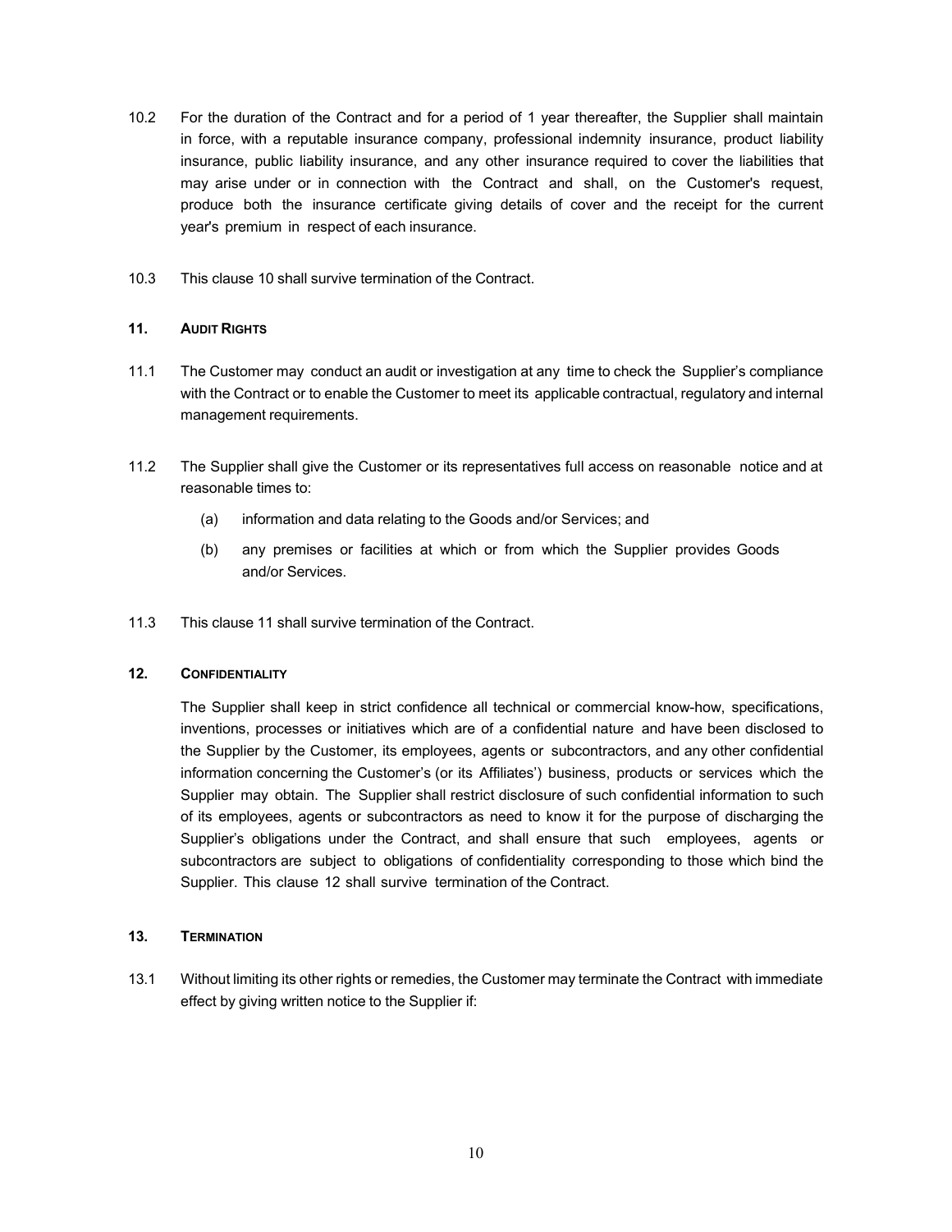10.2 For the duration of the Contract and for a period of 1 year thereafter, the Supplier shall maintain in force, with a reputable insurance company, professional indemnity insurance, product liability insurance, public liability insurance, and any other insurance required to cover the liabilities that may arise under or in connection with the Contract and shall, on the Customer's request, produce both the insurance certificate giving details of cover and the receipt for the current year's premium in respect of each insurance.

10.3 This clause 10 shall survive termination of the Contract.

## 11. AUDIT RIGHTS

11.1 The Customer may conduct an audit or investigation at any time to check the Supplier's compliance with the Contract or to enable the Customer to meet its applicable contractual, regulatory and internal management requirements.

11.2 The Supplier shall give the Customer or its representatives full access on reasonable notice and at reasonable times to:

(a) information and data relating to the Goods and/or Services; and

(b) any premises or facilities at which or from which the Supplier provides Goods and/or Services.

11.3 This clause 11 shall survive termination of the Contract.

## 12. CONFIDENTIALITY

The Supplier shall keep in strict confidence all technical or commercial know-how, specifications, inventions, processes or initiatives which are of a confidential nature and have been disclosed to the Supplier by the Customer, its employees, agents or subcontractors, and any other confidential information concerning the Customer's (or its Affiliates') business, products or services which the Supplier may obtain. The Supplier shall restrict disclosure of such confidential information to such of its employees, agents or subcontractors as need to know it for the purpose of discharging the Supplier's obligations under the Contract, and shall ensure that such employees, agents or subcontractors are subject to obligations of confidentiality corresponding to those which bind the Supplier. This clause 12 shall survive termination of the Contract.

## 13. TERMINATION

13.1 Without limiting its other rights or remedies, the Customer may terminate the Contract with immediate effect by giving written notice to the Supplier if: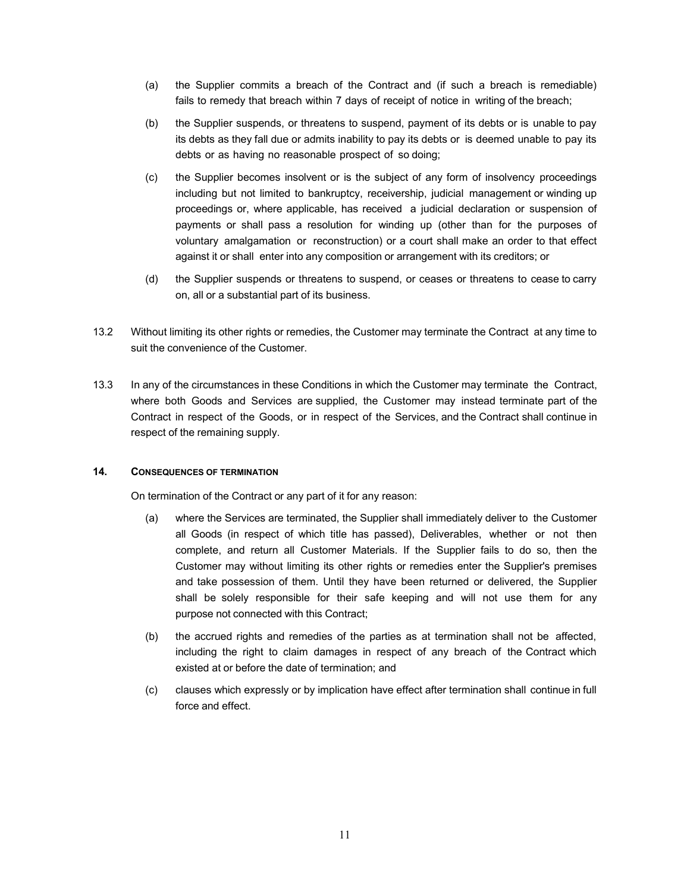(a) the Supplier commits a breach of the Contract and (if such a breach is remediable) fails to remedy that breach within 7 days of receipt of notice in writing of the breach;

(b) the Supplier suspends, or threatens to suspend, payment of its debts or is unable to pay its debts as they fall due or admits inability to pay its debts or is deemed unable to pay its debts or as having no reasonable prospect of so doing;

(c) the Supplier becomes insolvent or is the subject of any form of insolvency proceedings including but not limited to bankruptcy, receivership, judicial management or winding up proceedings or, where applicable, has received a judicial declaration or suspension of payments or shall pass a resolution for winding up (other than for the purposes of voluntary amalgamation or reconstruction) or a court shall make an order to that effect against it or shall enter into any composition or arrangement with its creditors; or

(d) the Supplier suspends or threatens to suspend, or ceases or threatens to cease to carry on, all or a substantial part of its business.

13.2 Without limiting its other rights or remedies, the Customer may terminate the Contract at any time to suit the convenience of the Customer.

13.3 In any of the circumstances in these Conditions in which the Customer may terminate the Contract, where both Goods and Services are supplied, the Customer may instead terminate part of the Contract in respect of the Goods, or in respect of the Services, and the Contract shall continue in respect of the remaining supply.

## 14. CONSEQUENCES OF TERMINATION

On termination of the Contract or any part of it for any reason:

(a) where the Services are terminated, the Supplier shall immediately deliver to the Customer all Goods (in respect of which title has passed), Deliverables, whether or not then complete, and return all Customer Materials. If the Supplier fails to do so, then the Customer may without limiting its other rights or remedies enter the Supplier's premises and take possession of them. Until they have been returned or delivered, the Supplier shall be solely responsible for their safe keeping and will not use them for any purpose not connected with this Contract;

(b) the accrued rights and remedies of the parties as at termination shall not be affected, including the right to claim damages in respect of any breach of the Contract which existed at or before the date of termination; and

(c) clauses which expressly or by implication have effect after termination shall continue in full force and effect.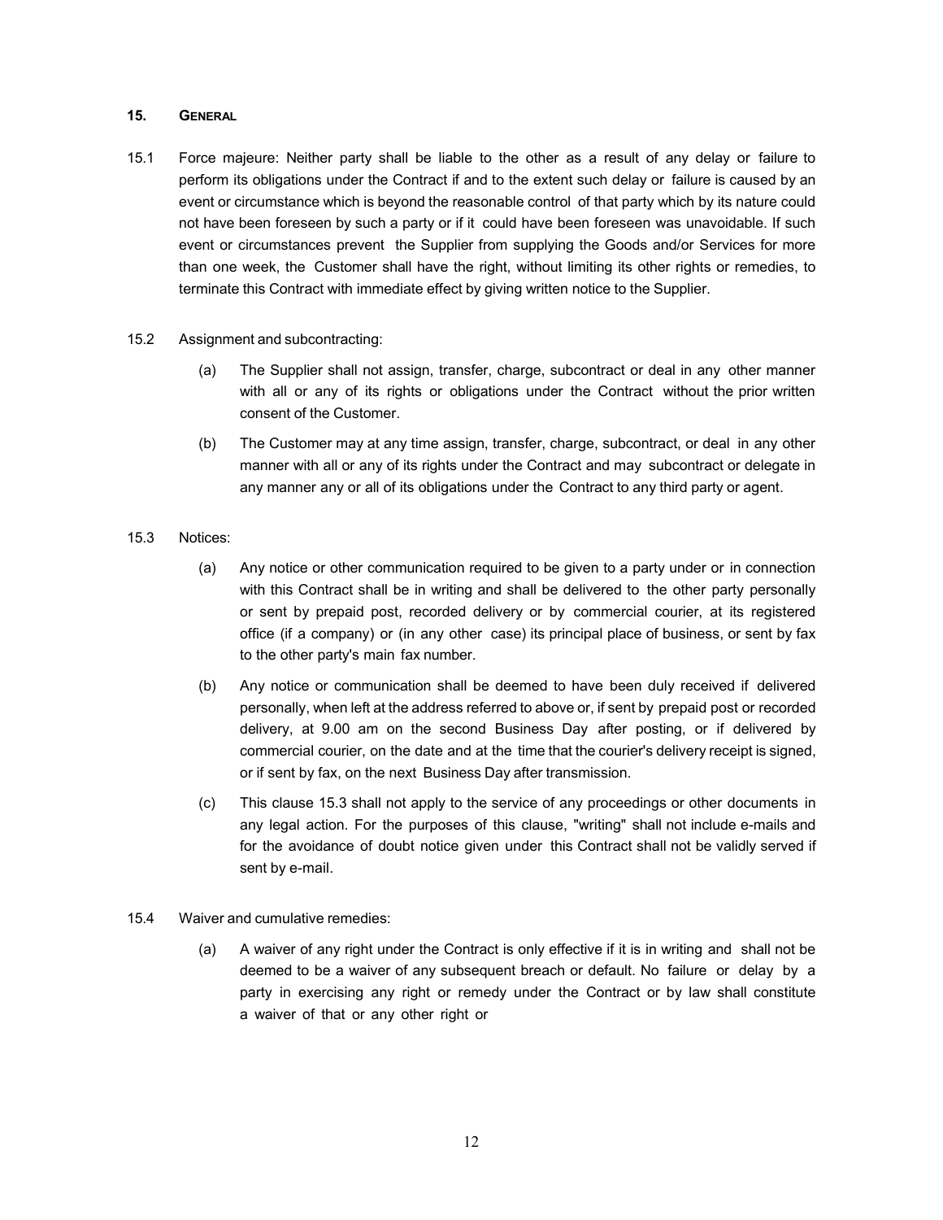## 15. General

15.1 Force majeure: Neither party shall be liable to the other as a result of any delay or failure to perform its obligations under the Contract if and to the extent such delay or failure is caused by an event or circumstance which is beyond the reasonable control of that party which by its nature could not have been foreseen by such a party or if it could have been foreseen was unavoidable. If such event or circumstances prevent the Supplier from supplying the Goods and/or Services for more than one week, the Customer shall have the right, without limiting its other rights or remedies, to terminate this Contract with immediate effect by giving written notice to the Supplier.

15.2 Assignment and subcontracting:

(a) The Supplier shall not assign, transfer, charge, subcontract or deal in any other manner with all or any of its rights or obligations under the Contract without the prior written consent of the Customer.

(b) The Customer may at any time assign, transfer, charge, subcontract, or deal in any other manner with all or any of its rights under the Contract and may subcontract or delegate in any manner any or all of its obligations under the Contract to any third party or agent.

15.3 Notices:

(a) Any notice or other communication required to be given to a party under or in connection with this Contract shall be in writing and shall be delivered to the other party personally or sent by prepaid post, recorded delivery or by commercial courier, at its registered office (if a company) or (in any other case) its principal place of business, or sent by fax to the other party's main fax number.

(b) Any notice or communication shall be deemed to have been duly received if delivered personally, when left at the address referred to above or, if sent by prepaid post or recorded delivery, at 9.00 am on the second Business Day after posting, or if delivered by commercial courier, on the date and at the time that the courier's delivery receipt is signed, or if sent by fax, on the next Business Day after transmission.

(c) This clause 15.3 shall not apply to the service of any proceedings or other documents in any legal action. For the purposes of this clause, "writing" shall not include e-mails and for the avoidance of doubt notice given under this Contract shall not be validly served if sent by e-mail.

15.4 Waiver and cumulative remedies:

(a) A waiver of any right under the Contract is only effective if it is in writing and shall not be deemed to be a waiver of any subsequent breach or default. No failure or delay by a party in exercising any right or remedy under the Contract or by law shall constitute a waiver of that or any other right or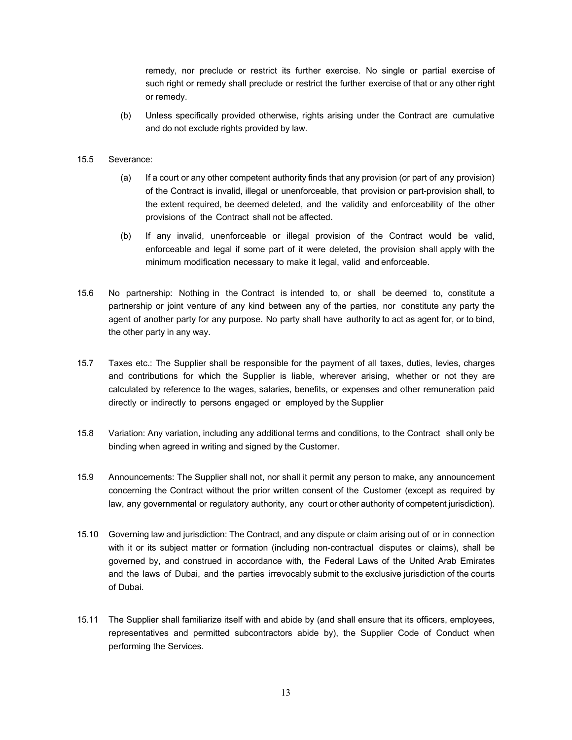remedy, nor preclude or restrict its further exercise. No single or partial exercise of such right or remedy shall preclude or restrict the further exercise of that or any other right or remedy.

(b) Unless specifically provided otherwise, rights arising under the Contract are cumulative and do not exclude rights provided by law.

15.5 Severance:

(a) If a court or any other competent authority finds that any provision (or part of any provision) of the Contract is invalid, illegal or unenforceable, that provision or part-provision shall, to the extent required, be deemed deleted, and the validity and enforceability of the other provisions of the Contract shall not be affected.

(b) If any invalid, unenforceable or illegal provision of the Contract would be valid, enforceable and legal if some part of it were deleted, the provision shall apply with the minimum modification necessary to make it legal, valid and enforceable.

15.6 No partnership: Nothing in the Contract is intended to, or shall be deemed to, constitute a partnership or joint venture of any kind between any of the parties, nor constitute any party the agent of another party for any purpose. No party shall have authority to act as agent for, or to bind, the other party in any way.

15.7 Taxes etc.: The Supplier shall be responsible for the payment of all taxes, duties, levies, charges and contributions for which the Supplier is liable, wherever arising, whether or not they are calculated by reference to the wages, salaries, benefits, or expenses and other remuneration paid directly or indirectly to persons engaged or employed by the Supplier

15.8 Variation: Any variation, including any additional terms and conditions, to the Contract shall only be binding when agreed in writing and signed by the Customer.

15.9 Announcements: The Supplier shall not, nor shall it permit any person to make, any announcement concerning the Contract without the prior written consent of the Customer (except as required by law, any governmental or regulatory authority, any court or other authority of competent jurisdiction).

15.10 Governing law and jurisdiction: The Contract, and any dispute or claim arising out of or in connection with it or its subject matter or formation (including non-contractual disputes or claims), shall be governed by, and construed in accordance with, the Federal Laws of the United Arab Emirates and the laws of Dubai, and the parties irrevocably submit to the exclusive jurisdiction of the courts of Dubai.

15.11 The Supplier shall familiarize itself with and abide by (and shall ensure that its officers, employees, representatives and permitted subcontractors abide by), the Supplier Code of Conduct when performing the Services.